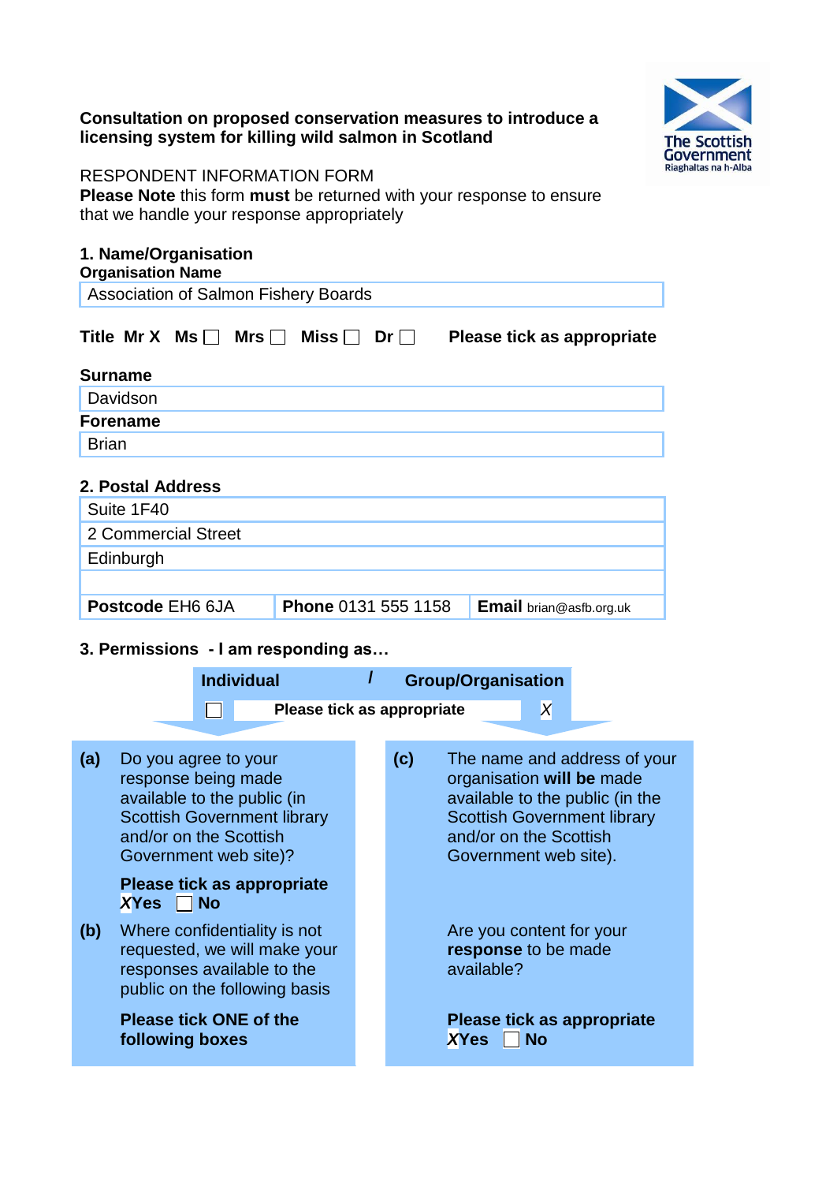**Consultation on proposed conservation measures to introduce a licensing system for killing wild salmon in Scotland**

RESPONDENT INFORMATION FORM

**Please Note** this form **must** be returned with your response to ensure that we handle your response appropriately

**1. Name/Organisation**

**Organisation Name**

Association of Salmon Fishery Boards

**Title** **Mr** X **Ms** ☐ **Mrs** ☐ **Miss** ☐ **Dr** ☐ **Please tick as appropriate**

**Surname**

Davidson

**Forename**

Brian

**2. Postal Address**

Suite 1F40

2 Commercial Street

Edinburgh

| **Postcode** EH6 6JA | **Phone** 0131 555 1158 | **Email** brian@asfb.org.uk |
|---|---|---|

**3. Permissions - I am responding as…**

| **Individual** | / | **Group/Organisation** |
|---|---|---|
| ☐ | **Please tick as appropriate** | X |

**(a)** Do you agree to your response being made available to the public (in Scottish Government library and/or on the Scottish Government web site)?

**Please tick as appropriate**
X**Yes** ☐ **No**

**(b)** Where confidentiality is not requested, we will make your responses available to the public on the following basis

**Please tick ONE of the following boxes**

**(c)** The name and address of your organisation **will be** made available to the public (in the Scottish Government library and/or on the Scottish Government web site).

Are you content for your **response** to be made available?

**Please tick as appropriate**
X**Yes** ☐ **No**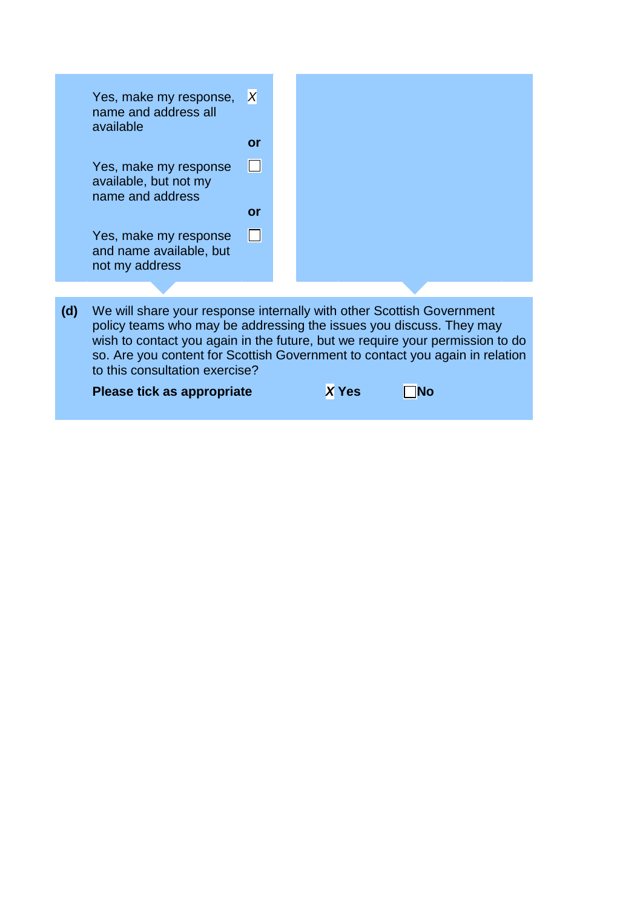Yes, make my response, name and address all available X

**or**

Yes, make my response available, but not my name and address ☐

**or**

Yes, make my response and name available, but not my address ☐

**(d)** We will share your response internally with other Scottish Government policy teams who may be addressing the issues you discuss. They may wish to contact you again in the future, but we require your permission to do so. Are you content for Scottish Government to contact you again in relation to this consultation exercise?

**Please tick as appropriate** ***X*** **Yes** ☐**No**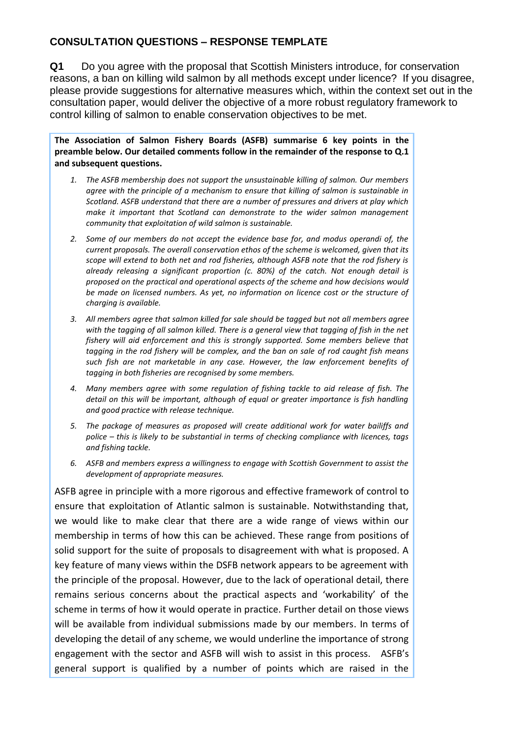## CONSULTATION QUESTIONS – RESPONSE TEMPLATE

**Q1** Do you agree with the proposal that Scottish Ministers introduce, for conservation reasons, a ban on killing wild salmon by all methods except under licence? If you disagree, please provide suggestions for alternative measures which, within the context set out in the consultation paper, would deliver the objective of a more robust regulatory framework to control killing of salmon to enable conservation objectives to be met.

**The Association of Salmon Fishery Boards (ASFB) summarise 6 key points in the preamble below. Our detailed comments follow in the remainder of the response to Q.1 and subsequent questions.**

1. *The ASFB membership does not support the unsustainable killing of salmon. Our members agree with the principle of a mechanism to ensure that killing of salmon is sustainable in Scotland. ASFB understand that there are a number of pressures and drivers at play which make it important that Scotland can demonstrate to the wider salmon management community that exploitation of wild salmon is sustainable.*
2. *Some of our members do not accept the evidence base for, and modus operandi of, the current proposals. The overall conservation ethos of the scheme is welcomed, given that its scope will extend to both net and rod fisheries, although ASFB note that the rod fishery is already releasing a significant proportion (c. 80%) of the catch. Not enough detail is proposed on the practical and operational aspects of the scheme and how decisions would be made on licensed numbers. As yet, no information on licence cost or the structure of charging is available.*
3. *All members agree that salmon killed for sale should be tagged but not all members agree with the tagging of all salmon killed. There is a general view that tagging of fish in the net fishery will aid enforcement and this is strongly supported. Some members believe that tagging in the rod fishery will be complex, and the ban on sale of rod caught fish means such fish are not marketable in any case. However, the law enforcement benefits of tagging in both fisheries are recognised by some members.*
4. *Many members agree with some regulation of fishing tackle to aid release of fish. The detail on this will be important, although of equal or greater importance is fish handling and good practice with release technique.*
5. *The package of measures as proposed will create additional work for water bailiffs and police – this is likely to be substantial in terms of checking compliance with licences, tags and fishing tackle.*
6. *ASFB and members express a willingness to engage with Scottish Government to assist the development of appropriate measures.*

ASFB agree in principle with a more rigorous and effective framework of control to ensure that exploitation of Atlantic salmon is sustainable. Notwithstanding that, we would like to make clear that there are a wide range of views within our membership in terms of how this can be achieved. These range from positions of solid support for the suite of proposals to disagreement with what is proposed. A key feature of many views within the DSFB network appears to be agreement with the principle of the proposal. However, due to the lack of operational detail, there remains serious concerns about the practical aspects and 'workability' of the scheme in terms of how it would operate in practice. Further detail on those views will be available from individual submissions made by our members. In terms of developing the detail of any scheme, we would underline the importance of strong engagement with the sector and ASFB will wish to assist in this process. ASFB's general support is qualified by a number of points which are raised in the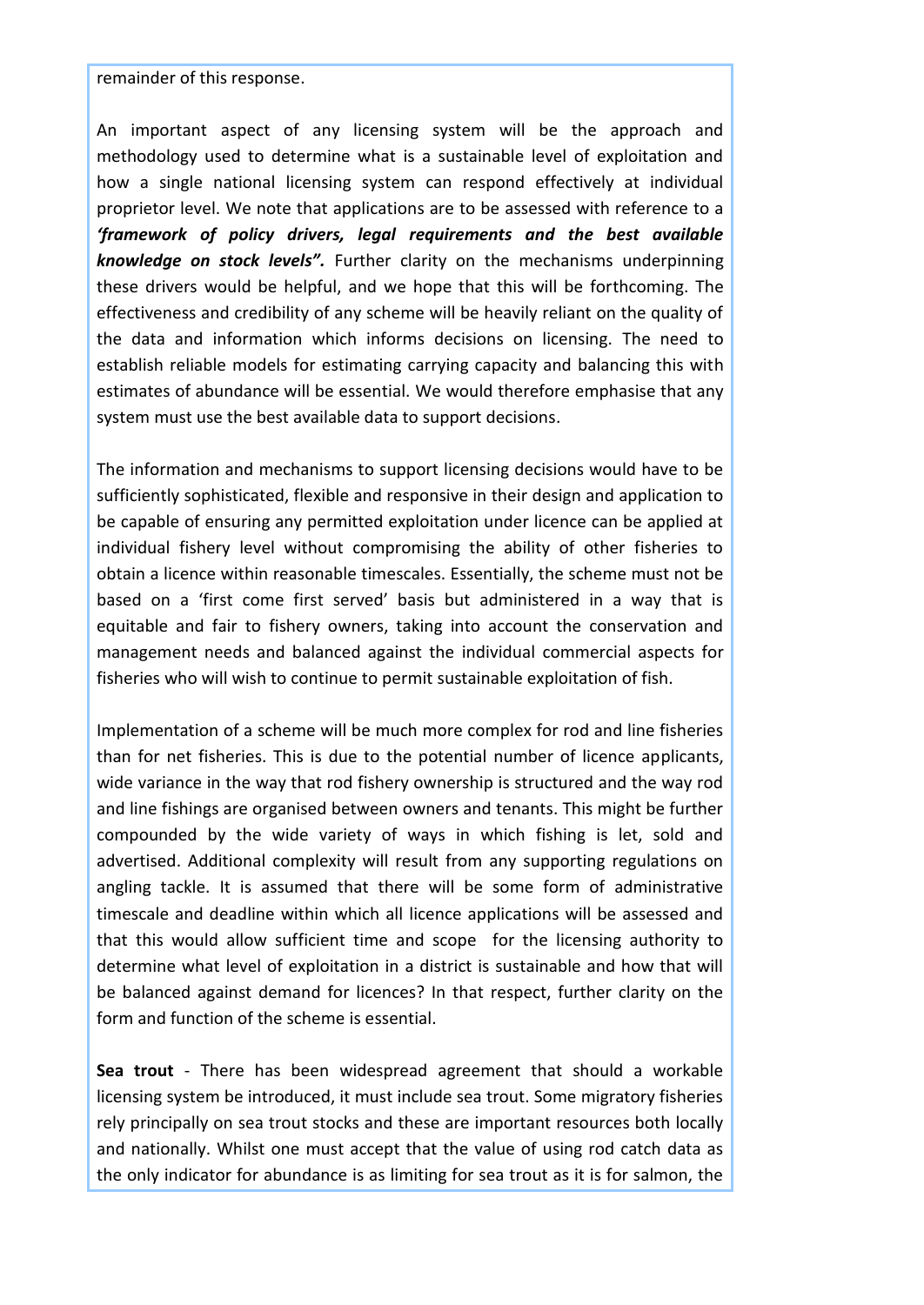remainder of this response.

An important aspect of any licensing system will be the approach and methodology used to determine what is a sustainable level of exploitation and how a single national licensing system can respond effectively at individual proprietor level. We note that applications are to be assessed with reference to a ***'framework of policy drivers, legal requirements and the best available knowledge on stock levels".*** Further clarity on the mechanisms underpinning these drivers would be helpful, and we hope that this will be forthcoming. The effectiveness and credibility of any scheme will be heavily reliant on the quality of the data and information which informs decisions on licensing. The need to establish reliable models for estimating carrying capacity and balancing this with estimates of abundance will be essential. We would therefore emphasise that any system must use the best available data to support decisions.

The information and mechanisms to support licensing decisions would have to be sufficiently sophisticated, flexible and responsive in their design and application to be capable of ensuring any permitted exploitation under licence can be applied at individual fishery level without compromising the ability of other fisheries to obtain a licence within reasonable timescales. Essentially, the scheme must not be based on a 'first come first served' basis but administered in a way that is equitable and fair to fishery owners, taking into account the conservation and management needs and balanced against the individual commercial aspects for fisheries who will wish to continue to permit sustainable exploitation of fish.

Implementation of a scheme will be much more complex for rod and line fisheries than for net fisheries. This is due to the potential number of licence applicants, wide variance in the way that rod fishery ownership is structured and the way rod and line fishings are organised between owners and tenants. This might be further compounded by the wide variety of ways in which fishing is let, sold and advertised. Additional complexity will result from any supporting regulations on angling tackle. It is assumed that there will be some form of administrative timescale and deadline within which all licence applications will be assessed and that this would allow sufficient time and scope for the licensing authority to determine what level of exploitation in a district is sustainable and how that will be balanced against demand for licences? In that respect, further clarity on the form and function of the scheme is essential.

**Sea trout** - There has been widespread agreement that should a workable licensing system be introduced, it must include sea trout. Some migratory fisheries rely principally on sea trout stocks and these are important resources both locally and nationally. Whilst one must accept that the value of using rod catch data as the only indicator for abundance is as limiting for sea trout as it is for salmon, the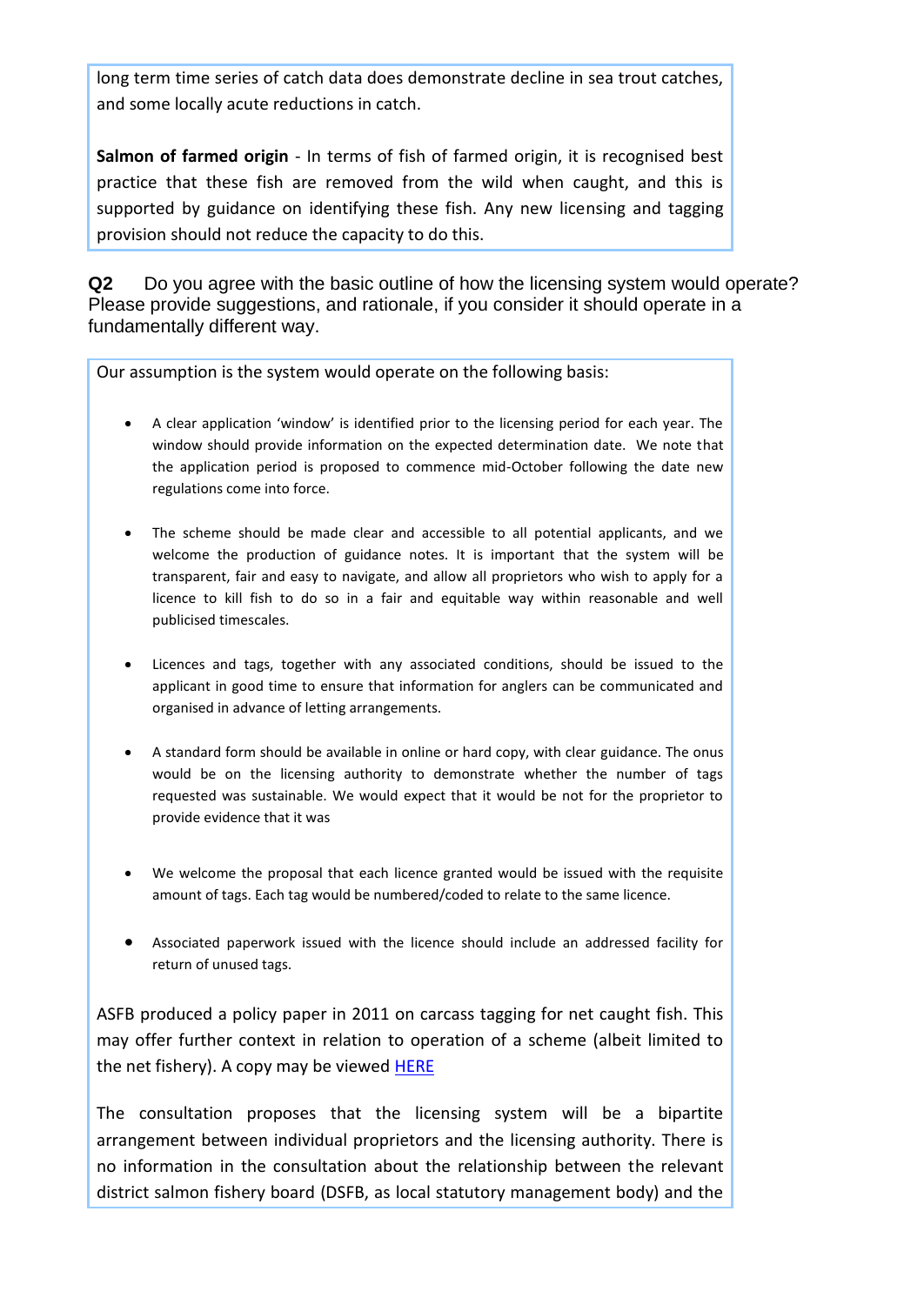long term time series of catch data does demonstrate decline in sea trout catches, and some locally acute reductions in catch.

**Salmon of farmed origin** - In terms of fish of farmed origin, it is recognised best practice that these fish are removed from the wild when caught, and this is supported by guidance on identifying these fish. Any new licensing and tagging provision should not reduce the capacity to do this.

**Q2** Do you agree with the basic outline of how the licensing system would operate? Please provide suggestions, and rationale, if you consider it should operate in a fundamentally different way.

Our assumption is the system would operate on the following basis:

- A clear application 'window' is identified prior to the licensing period for each year. The window should provide information on the expected determination date. We note that the application period is proposed to commence mid-October following the date new regulations come into force.

- The scheme should be made clear and accessible to all potential applicants, and we welcome the production of guidance notes. It is important that the system will be transparent, fair and easy to navigate, and allow all proprietors who wish to apply for a licence to kill fish to do so in a fair and equitable way within reasonable and well publicised timescales.

- Licences and tags, together with any associated conditions, should be issued to the applicant in good time to ensure that information for anglers can be communicated and organised in advance of letting arrangements.

- A standard form should be available in online or hard copy, with clear guidance. The onus would be on the licensing authority to demonstrate whether the number of tags requested was sustainable. We would expect that it would be not for the proprietor to provide evidence that it was

- We welcome the proposal that each licence granted would be issued with the requisite amount of tags. Each tag would be numbered/coded to relate to the same licence.

- Associated paperwork issued with the licence should include an addressed facility for return of unused tags.

ASFB produced a policy paper in 2011 on carcass tagging for net caught fish. This may offer further context in relation to operation of a scheme (albeit limited to the net fishery). A copy may be viewed HERE

The consultation proposes that the licensing system will be a bipartite arrangement between individual proprietors and the licensing authority. There is no information in the consultation about the relationship between the relevant district salmon fishery board (DSFB, as local statutory management body) and the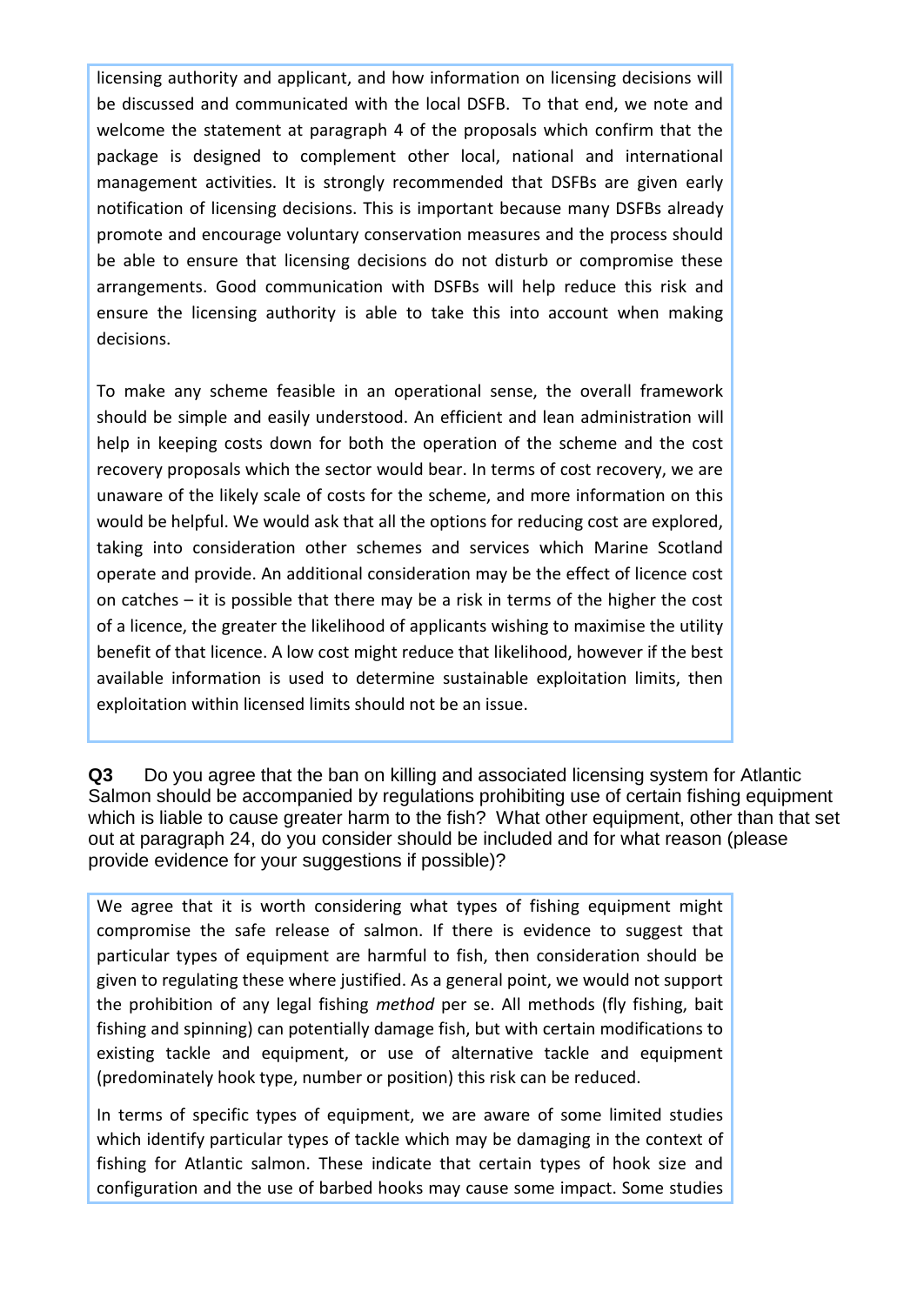licensing authority and applicant, and how information on licensing decisions will be discussed and communicated with the local DSFB. To that end, we note and welcome the statement at paragraph 4 of the proposals which confirm that the package is designed to complement other local, national and international management activities. It is strongly recommended that DSFBs are given early notification of licensing decisions. This is important because many DSFBs already promote and encourage voluntary conservation measures and the process should be able to ensure that licensing decisions do not disturb or compromise these arrangements. Good communication with DSFBs will help reduce this risk and ensure the licensing authority is able to take this into account when making decisions.

To make any scheme feasible in an operational sense, the overall framework should be simple and easily understood. An efficient and lean administration will help in keeping costs down for both the operation of the scheme and the cost recovery proposals which the sector would bear. In terms of cost recovery, we are unaware of the likely scale of costs for the scheme, and more information on this would be helpful. We would ask that all the options for reducing cost are explored, taking into consideration other schemes and services which Marine Scotland operate and provide. An additional consideration may be the effect of licence cost on catches – it is possible that there may be a risk in terms of the higher the cost of a licence, the greater the likelihood of applicants wishing to maximise the utility benefit of that licence. A low cost might reduce that likelihood, however if the best available information is used to determine sustainable exploitation limits, then exploitation within licensed limits should not be an issue.

**Q3** Do you agree that the ban on killing and associated licensing system for Atlantic Salmon should be accompanied by regulations prohibiting use of certain fishing equipment which is liable to cause greater harm to the fish? What other equipment, other than that set out at paragraph 24, do you consider should be included and for what reason (please provide evidence for your suggestions if possible)?

We agree that it is worth considering what types of fishing equipment might compromise the safe release of salmon. If there is evidence to suggest that particular types of equipment are harmful to fish, then consideration should be given to regulating these where justified. As a general point, we would not support the prohibition of any legal fishing *method* per se. All methods (fly fishing, bait fishing and spinning) can potentially damage fish, but with certain modifications to existing tackle and equipment, or use of alternative tackle and equipment (predominately hook type, number or position) this risk can be reduced.

In terms of specific types of equipment, we are aware of some limited studies which identify particular types of tackle which may be damaging in the context of fishing for Atlantic salmon. These indicate that certain types of hook size and configuration and the use of barbed hooks may cause some impact. Some studies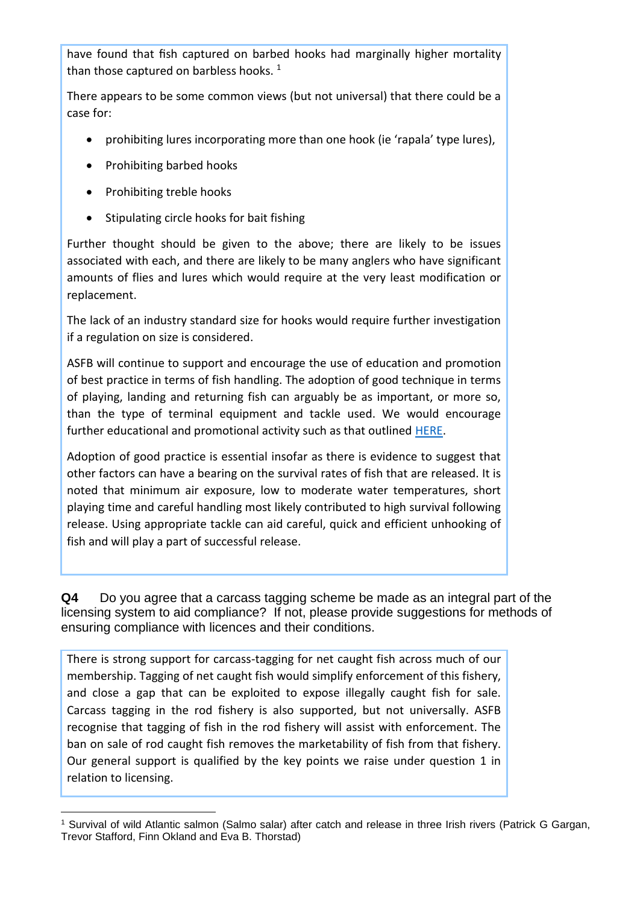have found that fish captured on barbed hooks had marginally higher mortality than those captured on barbless hooks. [1]

There appears to be some common views (but not universal) that there could be a case for:

- prohibiting lures incorporating more than one hook (ie 'rapala' type lures),
- Prohibiting barbed hooks
- Prohibiting treble hooks
- Stipulating circle hooks for bait fishing

Further thought should be given to the above; there are likely to be issues associated with each, and there are likely to be many anglers who have significant amounts of flies and lures which would require at the very least modification or replacement.

The lack of an industry standard size for hooks would require further investigation if a regulation on size is considered.

ASFB will continue to support and encourage the use of education and promotion of best practice in terms of fish handling. The adoption of good technique in terms of playing, landing and returning fish can arguably be as important, or more so, than the type of terminal equipment and tackle used. We would encourage further educational and promotional activity such as that outlined HERE.

Adoption of good practice is essential insofar as there is evidence to suggest that other factors can have a bearing on the survival rates of fish that are released. It is noted that minimum air exposure, low to moderate water temperatures, short playing time and careful handling most likely contributed to high survival following release. Using appropriate tackle can aid careful, quick and efficient unhooking of fish and will play a part of successful release.

**Q4** Do you agree that a carcass tagging scheme be made as an integral part of the licensing system to aid compliance? If not, please provide suggestions for methods of ensuring compliance with licences and their conditions.

There is strong support for carcass-tagging for net caught fish across much of our membership. Tagging of net caught fish would simplify enforcement of this fishery, and close a gap that can be exploited to expose illegally caught fish for sale. Carcass tagging in the rod fishery is also supported, but not universally. ASFB recognise that tagging of fish in the rod fishery will assist with enforcement. The ban on sale of rod caught fish removes the marketability of fish from that fishery. Our general support is qualified by the key points we raise under question 1 in relation to licensing.

[1] Survival of wild Atlantic salmon (Salmo salar) after catch and release in three Irish rivers (Patrick G Gargan, Trevor Stafford, Finn Okland and Eva B. Thorstad)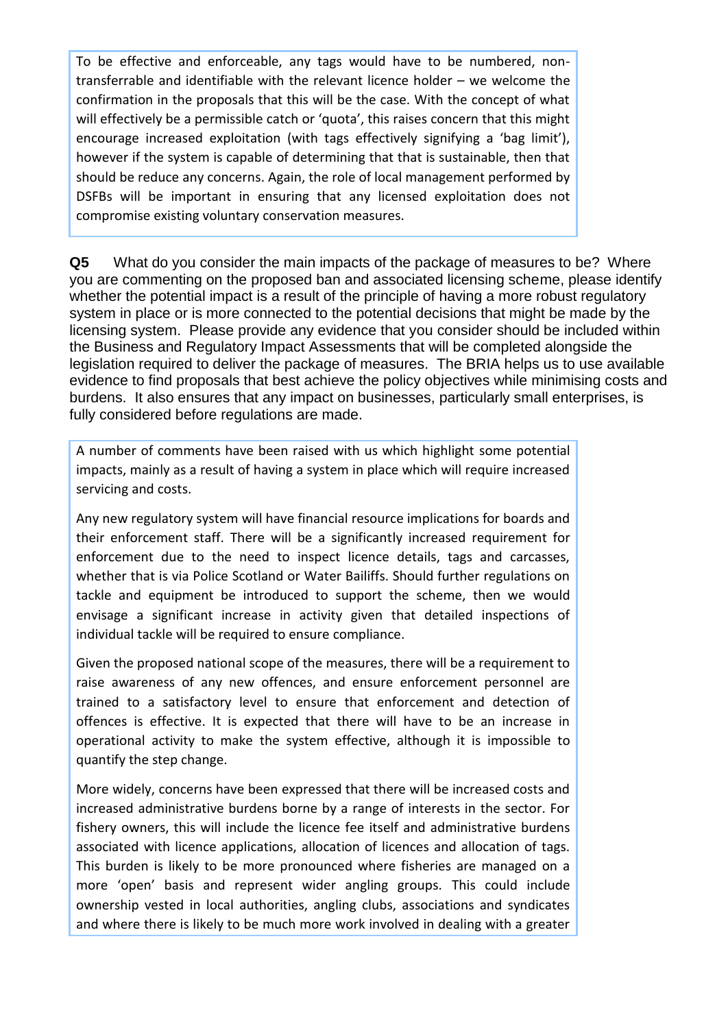To be effective and enforceable, any tags would have to be numbered, non-transferrable and identifiable with the relevant licence holder – we welcome the confirmation in the proposals that this will be the case. With the concept of what will effectively be a permissible catch or 'quota', this raises concern that this might encourage increased exploitation (with tags effectively signifying a 'bag limit'), however if the system is capable of determining that that is sustainable, then that should be reduce any concerns. Again, the role of local management performed by DSFBs will be important in ensuring that any licensed exploitation does not compromise existing voluntary conservation measures.

**Q5** What do you consider the main impacts of the package of measures to be? Where you are commenting on the proposed ban and associated licensing scheme, please identify whether the potential impact is a result of the principle of having a more robust regulatory system in place or is more connected to the potential decisions that might be made by the licensing system. Please provide any evidence that you consider should be included within the Business and Regulatory Impact Assessments that will be completed alongside the legislation required to deliver the package of measures. The BRIA helps us to use available evidence to find proposals that best achieve the policy objectives while minimising costs and burdens. It also ensures that any impact on businesses, particularly small enterprises, is fully considered before regulations are made.

A number of comments have been raised with us which highlight some potential impacts, mainly as a result of having a system in place which will require increased servicing and costs.

Any new regulatory system will have financial resource implications for boards and their enforcement staff. There will be a significantly increased requirement for enforcement due to the need to inspect licence details, tags and carcasses, whether that is via Police Scotland or Water Bailiffs. Should further regulations on tackle and equipment be introduced to support the scheme, then we would envisage a significant increase in activity given that detailed inspections of individual tackle will be required to ensure compliance.

Given the proposed national scope of the measures, there will be a requirement to raise awareness of any new offences, and ensure enforcement personnel are trained to a satisfactory level to ensure that enforcement and detection of offences is effective. It is expected that there will have to be an increase in operational activity to make the system effective, although it is impossible to quantify the step change.

More widely, concerns have been expressed that there will be increased costs and increased administrative burdens borne by a range of interests in the sector. For fishery owners, this will include the licence fee itself and administrative burdens associated with licence applications, allocation of licences and allocation of tags. This burden is likely to be more pronounced where fisheries are managed on a more 'open' basis and represent wider angling groups. This could include ownership vested in local authorities, angling clubs, associations and syndicates and where there is likely to be much more work involved in dealing with a greater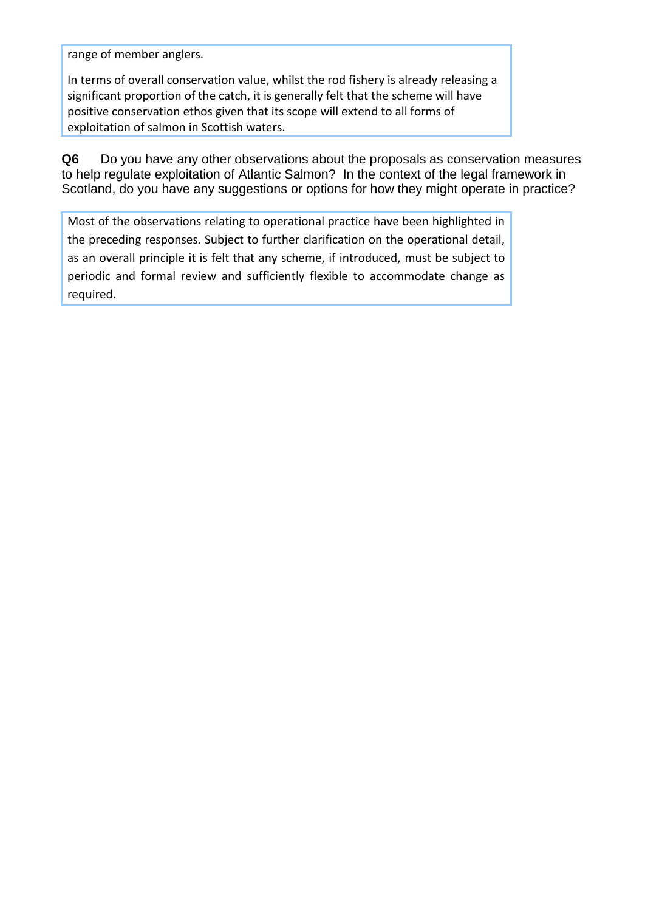range of member anglers.

In terms of overall conservation value, whilst the rod fishery is already releasing a significant proportion of the catch, it is generally felt that the scheme will have positive conservation ethos given that its scope will extend to all forms of exploitation of salmon in Scottish waters.

**Q6** Do you have any other observations about the proposals as conservation measures to help regulate exploitation of Atlantic Salmon? In the context of the legal framework in Scotland, do you have any suggestions or options for how they might operate in practice?

Most of the observations relating to operational practice have been highlighted in the preceding responses. Subject to further clarification on the operational detail, as an overall principle it is felt that any scheme, if introduced, must be subject to periodic and formal review and sufficiently flexible to accommodate change as required.